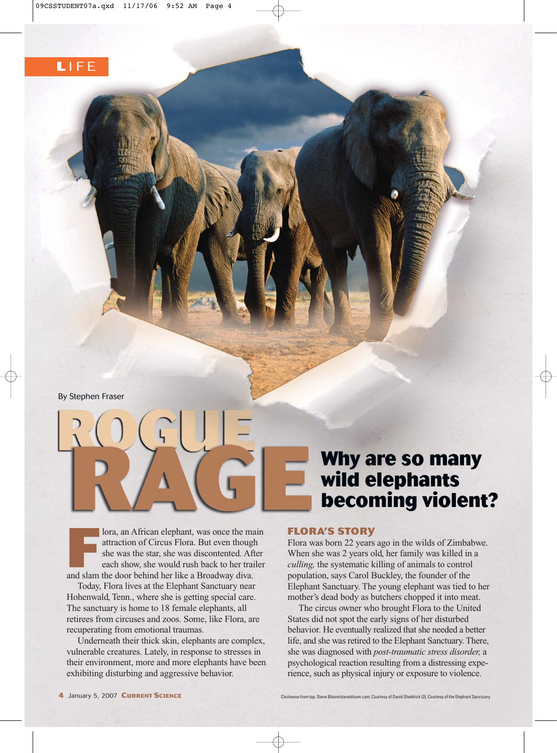LIFE

By Stephen Fraser

# ROGUE RAGE

## Why are so many wild elephants becoming violent?

Flora, an African elephant, was once the main attraction of Circus Flora. But even though she was the star, she was discontented. After each show, she would rush back to her trailer and slam the door behind her like a Broadway diva.

Today, Flora lives at the Elephant Sanctuary near Hohenwald, Tenn., where she is getting special care. The sanctuary is home to 18 female elephants, all retirees from circuses and zoos. Some, like Flora, are recuperating from emotional traumas.

Underneath their thick skin, elephants are complex, vulnerable creatures. Lately, in response to stresses in their environment, more and more elephants have been exhibiting disturbing and aggressive behavior.

### FLORA'S STORY

Flora was born 22 years ago in the wilds of Zimbabwe. When she was 2 years old, her family was killed in a *culling,* the systematic killing of animals to control population, says Carol Buckley, the founder of the Elephant Sanctuary. The young elephant was tied to her mother's dead body as butchers chopped it into meat.

The circus owner who brought Flora to the United States did not spot the early signs of her disturbed behavior. He eventually realized that she needed a better life, and she was retired to the Elephant Sanctuary. There, she was diagnosed with *post-traumatic stress disorder,* a psychological reaction resulting from a distressing experience, such as physical injury or exposure to violence.

Clockwise from top: Steve Bloom/stevebloom.com; Courtesy of David Sheldrick (2); Courtesy of the Elephant Sanctuary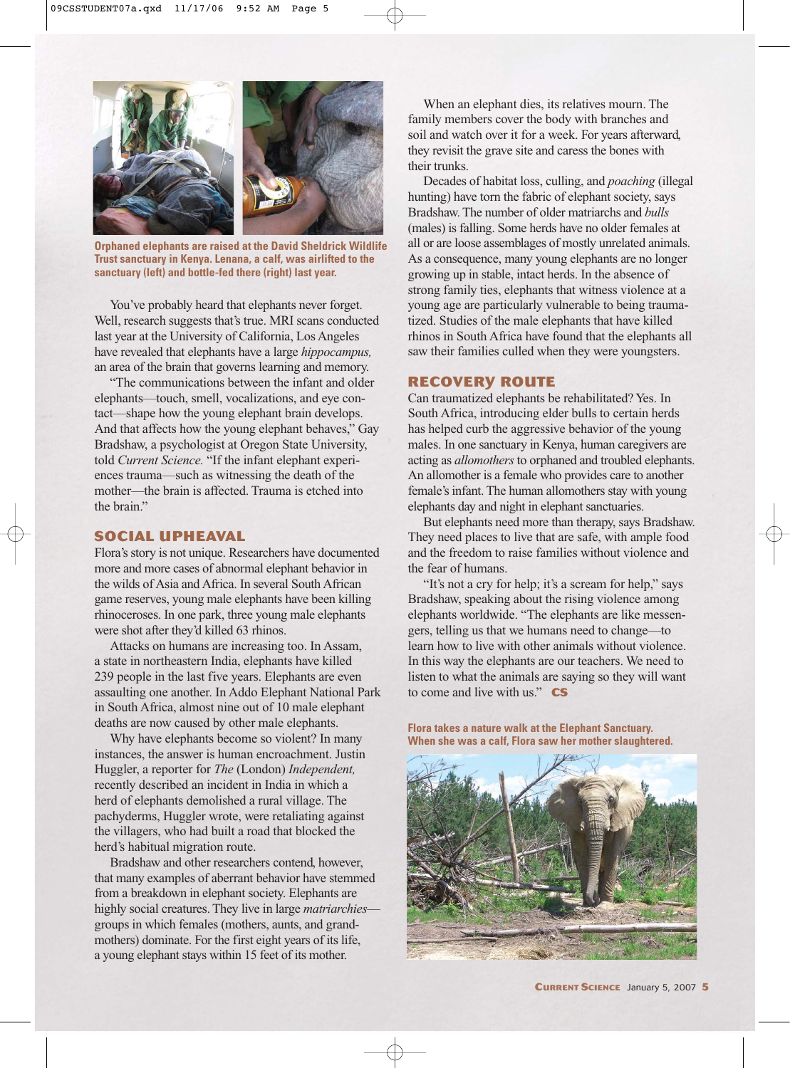Orphaned elephants are raised at the David Sheldrick Wildlife Trust sanctuary in Kenya. Lenana, a calf, was airlifted to the sanctuary (left) and bottle-fed there (right) last year.

You've probably heard that elephants never forget. Well, research suggests that's true. MRI scans conducted last year at the University of California, Los Angeles have revealed that elephants have a large *hippocampus,* an area of the brain that governs learning and memory.

"The communications between the infant and older elephants—touch, smell, vocalizations, and eye contact—shape how the young elephant brain develops. And that affects how the young elephant behaves," Gay Bradshaw, a psychologist at Oregon State University, told *Current Science.* "If the infant elephant experiences trauma—such as witnessing the death of the mother—the brain is affected. Trauma is etched into the brain."

## SOCIAL UPHEAVAL

Flora's story is not unique. Researchers have documented more and more cases of abnormal elephant behavior in the wilds of Asia and Africa. In several South African game reserves, young male elephants have been killing rhinoceroses. In one park, three young male elephants were shot after they'd killed 63 rhinos.

Attacks on humans are increasing too. In Assam, a state in northeastern India, elephants have killed 239 people in the last five years. Elephants are even assaulting one another. In Addo Elephant National Park in South Africa, almost nine out of 10 male elephant deaths are now caused by other male elephants.

Why have elephants become so violent? In many instances, the answer is human encroachment. Justin Huggler, a reporter for *The* (London) *Independent,* recently described an incident in India in which a herd of elephants demolished a rural village. The pachyderms, Huggler wrote, were retaliating against the villagers, who had built a road that blocked the herd's habitual migration route.

Bradshaw and other researchers contend, however, that many examples of aberrant behavior have stemmed from a breakdown in elephant society. Elephants are highly social creatures. They live in large *matriarchies*—groups in which females (mothers, aunts, and grandmothers) dominate. For the first eight years of its life, a young elephant stays within 15 feet of its mother.

When an elephant dies, its relatives mourn. The family members cover the body with branches and soil and watch over it for a week. For years afterward, they revisit the grave site and caress the bones with their trunks.

Decades of habitat loss, culling, and *poaching* (illegal hunting) have torn the fabric of elephant society, says Bradshaw. The number of older matriarchs and *bulls* (males) is falling. Some herds have no older females at all or are loose assemblages of mostly unrelated animals. As a consequence, many young elephants are no longer growing up in stable, intact herds. In the absence of strong family ties, elephants that witness violence at a young age are particularly vulnerable to being traumatized. Studies of the male elephants that have killed rhinos in South Africa have found that the elephants all saw their families culled when they were youngsters.

## RECOVERY ROUTE

Can traumatized elephants be rehabilitated? Yes. In South Africa, introducing elder bulls to certain herds has helped curb the aggressive behavior of the young males. In one sanctuary in Kenya, human caregivers are acting as *allomothers* to orphaned and troubled elephants. An allomother is a female who provides care to another female's infant. The human allomothers stay with young elephants day and night in elephant sanctuaries.

But elephants need more than therapy, says Bradshaw. They need places to live that are safe, with ample food and the freedom to raise families without violence and the fear of humans.

"It's not a cry for help; it's a scream for help," says Bradshaw, speaking about the rising violence among elephants worldwide. "The elephants are like messengers, telling us that we humans need to change—to learn how to live with other animals without violence. In this way the elephants are our teachers. We need to listen to what the animals are saying so they will want to come and live with us." **CS**

Flora takes a nature walk at the Elephant Sanctuary. When she was a calf, Flora saw her mother slaughtered.